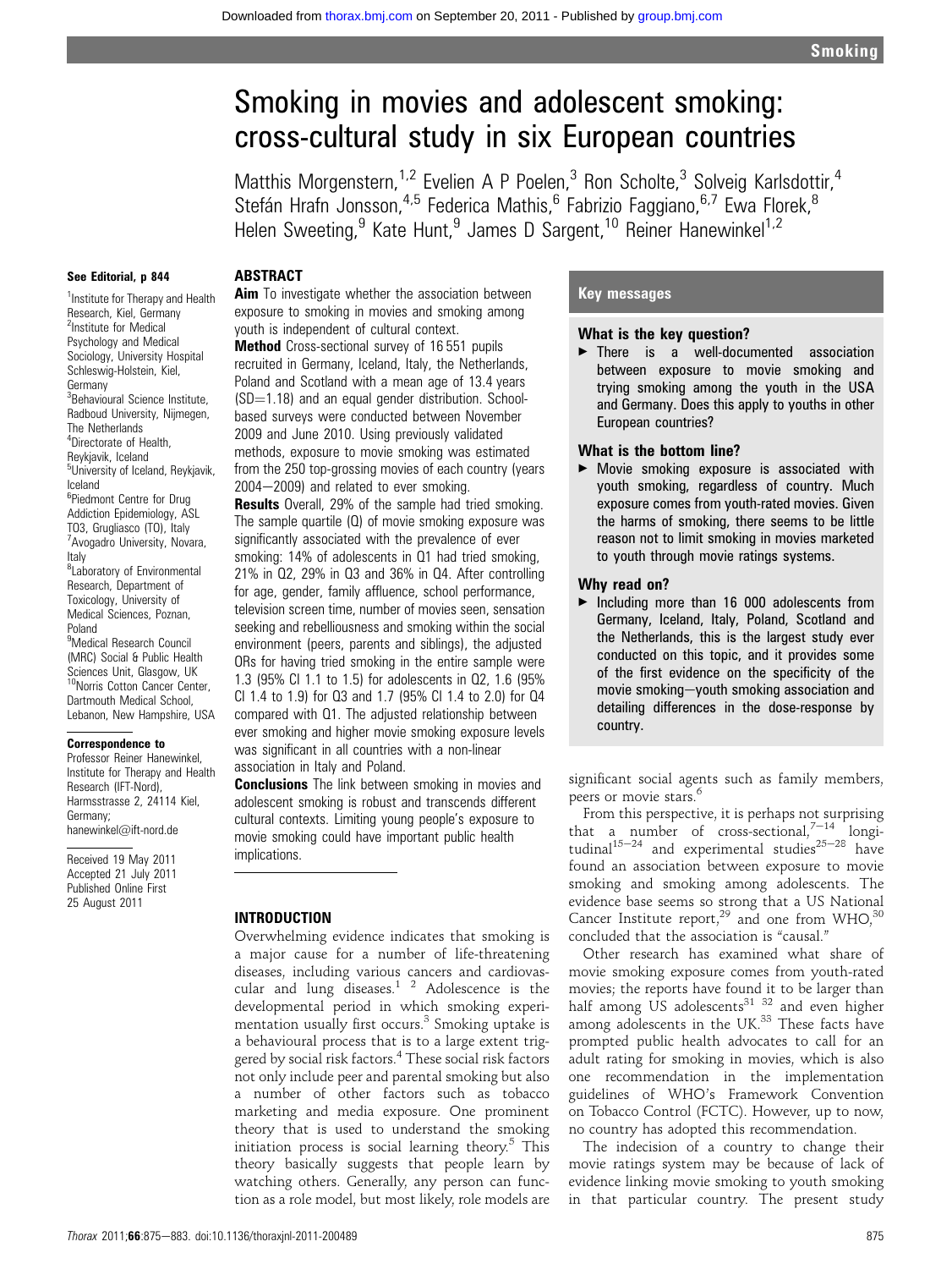# Smoking in movies and adolescent smoking: cross-cultural study in six European countries

Matthis Morgenstern,[1,2] Evelien A P Poelen,[3] Ron Scholte,[3] Solveig Karlsdottir,[4] Stefán Hrafn Jonsson,[4,5] Federica Mathis,[6] Fabrizio Faggiano,[6,7] Ewa Florek,[8] Helen Sweeting,[9] Kate Hunt,[9] James D Sargent,[10] Reiner Hanewinkel[1,2]

See Editorial, p 844

[1]Institute for Therapy and Health Research, Kiel, Germany
[2]Institute for Medical Psychology and Medical Sociology, University Hospital Schleswig-Holstein, Kiel, Germany
[3]Behavioural Science Institute, Radboud University, Nijmegen, The Netherlands
[4]Directorate of Health, Reykjavik, Iceland
[5]University of Iceland, Reykjavik, Iceland
[6]Piedmont Centre for Drug Addiction Epidemiology, ASL TO3, Grugliasco (TO), Italy
[7]Avogadro University, Novara, Italy
[8]Laboratory of Environmental Research, Department of Toxicology, University of Medical Sciences, Poznan, Poland
[9]Medical Research Council (MRC) Social & Public Health Sciences Unit, Glasgow, UK
[10]Norris Cotton Cancer Center, Dartmouth Medical School, Lebanon, New Hampshire, USA

**Correspondence to**
Professor Reiner Hanewinkel, Institute for Therapy and Health Research (IFT-Nord), Harmsstrasse 2, 24114 Kiel, Germany; hanewinkel@ift-nord.de

Received 19 May 2011
Accepted 21 July 2011
Published Online First 25 August 2011

## ABSTRACT

**Aim** To investigate whether the association between exposure to smoking in movies and smoking among youth is independent of cultural context.

**Method** Cross-sectional survey of 16 551 pupils recruited in Germany, Iceland, Italy, the Netherlands, Poland and Scotland with a mean age of 13.4 years (SD=1.18) and an equal gender distribution. School-based surveys were conducted between November 2009 and June 2010. Using previously validated methods, exposure to movie smoking was estimated from the 250 top-grossing movies of each country (years 2004–2009) and related to ever smoking.

**Results** Overall, 29% of the sample had tried smoking. The sample quartile (Q) of movie smoking exposure was significantly associated with the prevalence of ever smoking: 14% of adolescents in Q1 had tried smoking, 21% in Q2, 29% in Q3 and 36% in Q4. After controlling for age, gender, family affluence, school performance, television screen time, number of movies seen, sensation seeking and rebelliousness and smoking within the social environment (peers, parents and siblings), the adjusted ORs for having tried smoking in the entire sample were 1.3 (95% CI 1.1 to 1.5) for adolescents in Q2, 1.6 (95% CI 1.4 to 1.9) for Q3 and 1.7 (95% CI 1.4 to 2.0) for Q4 compared with Q1. The adjusted relationship between ever smoking and higher movie smoking exposure levels was significant in all countries with a non-linear association in Italy and Poland.

**Conclusions** The link between smoking in movies and adolescent smoking is robust and transcends different cultural contexts. Limiting young people's exposure to movie smoking could have important public health implications.

## Key messages

### What is the key question?

- There is a well-documented association between exposure to movie smoking and trying smoking among the youth in the USA and Germany. Does this apply to youths in other European countries?

### What is the bottom line?

- Movie smoking exposure is associated with youth smoking, regardless of country. Much exposure comes from youth-rated movies. Given the harms of smoking, there seems to be little reason not to limit smoking in movies marketed to youth through movie ratings systems.

### Why read on?

- Including more than 16 000 adolescents from Germany, Iceland, Italy, Poland, Scotland and the Netherlands, this is the largest study ever conducted on this topic, and it provides some of the first evidence on the specificity of the movie smoking–youth smoking association and detailing differences in the dose-response by country.

## INTRODUCTION

Overwhelming evidence indicates that smoking is a major cause for a number of life-threatening diseases, including various cancers and cardiovascular and lung diseases.[1 2] Adolescence is the developmental period in which smoking experimentation usually first occurs.[3] Smoking uptake is a behavioural process that is to a large extent triggered by social risk factors.[4] These social risk factors not only include peer and parental smoking but also a number of other factors such as tobacco marketing and media exposure. One prominent theory that is used to understand the smoking initiation process is social learning theory.[5] This theory basically suggests that people learn by watching others. Generally, any person can function as a role model, but most likely, role models are significant social agents such as family members, peers or movie stars.[6]

From this perspective, it is perhaps not surprising that a number of cross-sectional,[7–14] longitudinal[15–24] and experimental studies[25–28] have found an association between exposure to movie smoking and smoking among adolescents. The evidence base seems so strong that a US National Cancer Institute report,[29] and one from WHO,[30] concluded that the association is "causal."

Other research has examined what share of movie smoking exposure comes from youth-rated movies; the reports have found it to be larger than half among US adolescents[31 32] and even higher among adolescents in the UK.[33] These facts have prompted public health advocates to call for an adult rating for smoking in movies, which is also one recommendation in the implementation guidelines of WHO's Framework Convention on Tobacco Control (FCTC). However, up to now, no country has adopted this recommendation.

The indecision of a country to change their movie ratings system may be because of lack of evidence linking movie smoking to youth smoking in that particular country. The present study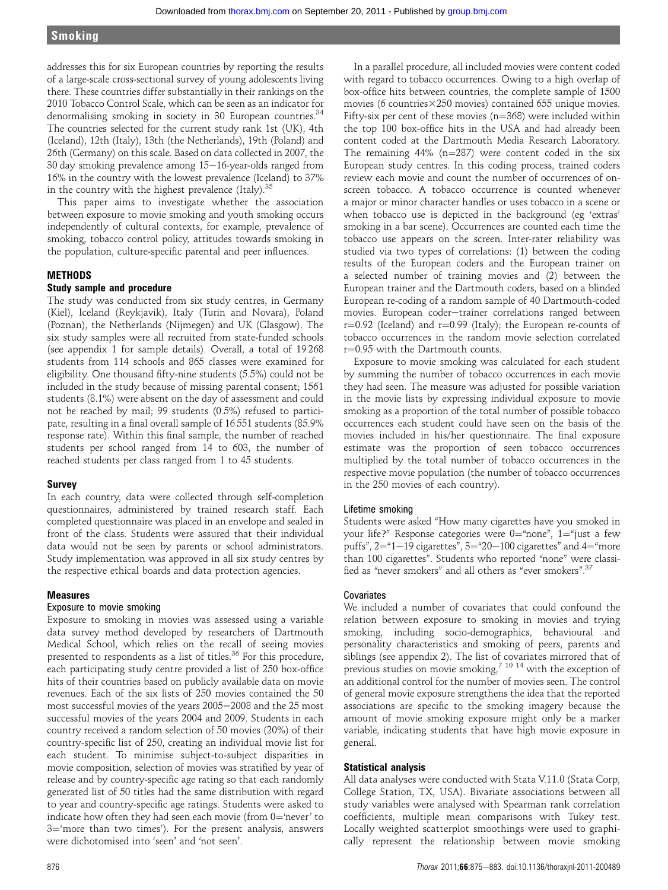addresses this for six European countries by reporting the results of a large-scale cross-sectional survey of young adolescents living there. These countries differ substantially in their rankings on the 2010 Tobacco Control Scale, which can be seen as an indicator for denormalising smoking in society in 30 European countries.[34] The countries selected for the current study rank 1st (UK), 4th (Iceland), 12th (Italy), 13th (the Netherlands), 19th (Poland) and 26th (Germany) on this scale. Based on data collected in 2007, the 30 day smoking prevalence among 15–16-year-olds ranged from 16% in the country with the lowest prevalence (Iceland) to 37% in the country with the highest prevalence (Italy).[35]

This paper aims to investigate whether the association between exposure to movie smoking and youth smoking occurs independently of cultural contexts, for example, prevalence of smoking, tobacco control policy, attitudes towards smoking in the population, culture-specific parental and peer influences.

## METHODS

### Study sample and procedure

The study was conducted from six study centres, in Germany (Kiel), Iceland (Reykjavik), Italy (Turin and Novara), Poland (Poznan), the Netherlands (Nijmegen) and UK (Glasgow). The six study samples were all recruited from state-funded schools (see appendix 1 for sample details). Overall, a total of 19 268 students from 114 schools and 865 classes were examined for eligibility. One thousand fifty-nine students (5.5%) could not be included in the study because of missing parental consent; 1561 students (8.1%) were absent on the day of assessment and could not be reached by mail; 99 students (0.5%) refused to participate, resulting in a final overall sample of 16 551 students (85.9% response rate). Within this final sample, the number of reached students per school ranged from 14 to 603, the number of reached students per class ranged from 1 to 45 students.

### Survey

In each country, data were collected through self-completion questionnaires, administered by trained research staff. Each completed questionnaire was placed in an envelope and sealed in front of the class. Students were assured that their individual data would not be seen by parents or school administrators. Study implementation was approved in all six study centres by the respective ethical boards and data protection agencies.

### Measures

#### Exposure to movie smoking

Exposure to smoking in movies was assessed using a variable data survey method developed by researchers of Dartmouth Medical School, which relies on the recall of seeing movies presented to respondents as a list of titles.[36] For this procedure, each participating study centre provided a list of 250 box-office hits of their countries based on publicly available data on movie revenues. Each of the six lists of 250 movies contained the 50 most successful movies of the years 2005–2008 and the 25 most successful movies of the years 2004 and 2009. Students in each country received a random selection of 50 movies (20%) of their country-specific list of 250, creating an individual movie list for each student. To minimise subject-to-subject disparities in movie composition, selection of movies was stratified by year of release and by country-specific age rating so that each randomly generated list of 50 titles had the same distribution with regard to year and country-specific age ratings. Students were asked to indicate how often they had seen each movie (from 0='never' to 3='more than two times'). For the present analysis, answers were dichotomised into 'seen' and 'not seen'.

In a parallel procedure, all included movies were content coded with regard to tobacco occurrences. Owing to a high overlap of box-office hits between countries, the complete sample of 1500 movies (6 countries×250 movies) contained 655 unique movies. Fifty-six per cent of these movies (n=368) were included within the top 100 box-office hits in the USA and had already been content coded at the Dartmouth Media Research Laboratory. The remaining 44% (n=287) were content coded in the six European study centres. In this coding process, trained coders review each movie and count the number of occurrences of on-screen tobacco. A tobacco occurrence is counted whenever a major or minor character handles or uses tobacco in a scene or when tobacco use is depicted in the background (eg 'extras' smoking in a bar scene). Occurrences are counted each time the tobacco use appears on the screen. Inter-rater reliability was studied via two types of correlations: (1) between the coding results of the European coders and the European trainer on a selected number of training movies and (2) between the European trainer and the Dartmouth coders, based on a blinded European re-coding of a random sample of 40 Dartmouth-coded movies. European coder–trainer correlations ranged between r=0.92 (Iceland) and r=0.99 (Italy); the European re-counts of tobacco occurrences in the random movie selection correlated r=0.95 with the Dartmouth counts.

Exposure to movie smoking was calculated for each student by summing the number of tobacco occurrences in each movie they had seen. The measure was adjusted for possible variation in the movie lists by expressing individual exposure to movie smoking as a proportion of the total number of possible tobacco occurrences each student could have seen on the basis of the movies included in his/her questionnaire. The final exposure estimate was the proportion of seen tobacco occurrences multiplied by the total number of tobacco occurrences in the respective movie population (the number of tobacco occurrences in the 250 movies of each country).

#### Lifetime smoking

Students were asked "How many cigarettes have you smoked in your life?" Response categories were 0="none", 1="just a few puffs", 2="1–19 cigarettes", 3="20–100 cigarettes" and 4="more than 100 cigarettes". Students who reported "none" were classified as "never smokers" and all others as "ever smokers".[37]

#### Covariates

We included a number of covariates that could confound the relation between exposure to smoking in movies and trying smoking, including socio-demographics, behavioural and personality characteristics and smoking of peers, parents and siblings (see appendix 2). The list of covariates mirrored that of previous studies on movie smoking,[7 10 14] with the exception of an additional control for the number of movies seen. The control of general movie exposure strengthens the idea that the reported associations are specific to the smoking imagery because the amount of movie smoking exposure might only be a marker variable, indicating students that have high movie exposure in general.

### Statistical analysis

All data analyses were conducted with Stata V.11.0 (Stata Corp, College Station, TX, USA). Bivariate associations between all study variables were analysed with Spearman rank correlation coefficients, multiple mean comparisons with Tukey test. Locally weighted scatterplot smoothings were used to graphically represent the relationship between movie smoking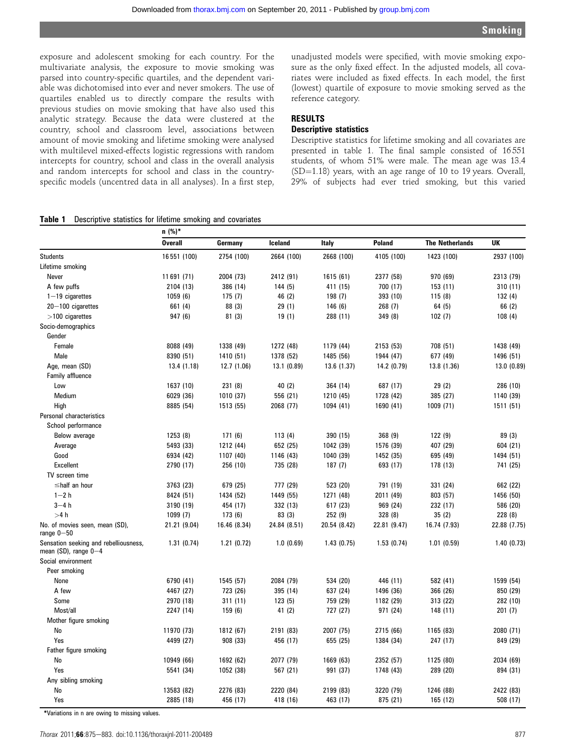exposure and adolescent smoking for each country. For the multivariate analysis, the exposure to movie smoking was parsed into country-specific quartiles, and the dependent variable was dichotomised into ever and never smokers. The use of quartiles enabled us to directly compare the results with previous studies on movie smoking that have also used this analytic strategy. Because the data were clustered at the country, school and classroom level, associations between amount of movie smoking and lifetime smoking were analysed with multilevel mixed-effects logistic regressions with random intercepts for country, school and class in the overall analysis and random intercepts for school and class in the country-specific models (uncentred data in all analyses). In a first step, unadjusted models were specified, with movie smoking exposure as the only fixed effect. In the adjusted models, all covariates were included as fixed effects. In each model, the first (lowest) quartile of exposure to movie smoking served as the reference category.

## RESULTS

### Descriptive statistics

Descriptive statistics for lifetime smoking and all covariates are presented in table 1. The final sample consisted of 16 551 students, of whom 51% were male. The mean age was 13.4 (SD=1.18) years, with an age range of 10 to 19 years. Overall, 29% of subjects had ever tried smoking, but this varied

**Table 1** Descriptive statistics for lifetime smoking and covariates

| | n (%)* | | | | | | |
|---|---|---|---|---|---|---|---|
| | **Overall** | **Germany** | **Iceland** | **Italy** | **Poland** | **The Netherlands** | **UK** |
| Students | 16 551 (100) | 2754 (100) | 2664 (100) | 2668 (100) | 4105 (100) | 1423 (100) | 2937 (100) |
| Lifetime smoking | | | | | | | |
| Never | 11 691 (71) | 2004 (73) | 2412 (91) | 1615 (61) | 2377 (58) | 970 (69) | 2313 (79) |
| A few puffs | 2104 (13) | 386 (14) | 144 (5) | 411 (15) | 700 (17) | 153 (11) | 310 (11) |
| 1−19 cigarettes | 1059 (6) | 175 (7) | 46 (2) | 198 (7) | 393 (10) | 115 (8) | 132 (4) |
| 20−100 cigarettes | 661 (4) | 88 (3) | 29 (1) | 146 (6) | 268 (7) | 64 (5) | 66 (2) |
| >100 cigarettes | 947 (6) | 81 (3) | 19 (1) | 288 (11) | 349 (8) | 102 (7) | 108 (4) |
| Socio-demographics | | | | | | | |
| Gender | | | | | | | |
| Female | 8088 (49) | 1338 (49) | 1272 (48) | 1179 (44) | 2153 (53) | 708 (51) | 1438 (49) |
| Male | 8390 (51) | 1410 (51) | 1378 (52) | 1485 (56) | 1944 (47) | 677 (49) | 1496 (51) |
| Age, mean (SD) | 13.4 (1.18) | 12.7 (1.06) | 13.1 (0.89) | 13.6 (1.37) | 14.2 (0.79) | 13.8 (1.36) | 13.0 (0.89) |
| Family affluence | | | | | | | |
| Low | 1637 (10) | 231 (8) | 40 (2) | 364 (14) | 687 (17) | 29 (2) | 286 (10) |
| Medium | 6029 (36) | 1010 (37) | 556 (21) | 1210 (45) | 1728 (42) | 385 (27) | 1140 (39) |
| High | 8885 (54) | 1513 (55) | 2068 (77) | 1094 (41) | 1690 (41) | 1009 (71) | 1511 (51) |
| Personal characteristics | | | | | | | |
| School performance | | | | | | | |
| Below average | 1253 (8) | 171 (6) | 113 (4) | 390 (15) | 368 (9) | 122 (9) | 89 (3) |
| Average | 5493 (33) | 1212 (44) | 652 (25) | 1042 (39) | 1576 (39) | 407 (29) | 604 (21) |
| Good | 6934 (42) | 1107 (40) | 1146 (43) | 1040 (39) | 1452 (35) | 695 (49) | 1494 (51) |
| Excellent | 2790 (17) | 256 (10) | 735 (28) | 187 (7) | 693 (17) | 178 (13) | 741 (25) |
| TV screen time | | | | | | | |
| ≤half an hour | 3763 (23) | 679 (25) | 777 (29) | 523 (20) | 791 (19) | 331 (24) | 662 (22) |
| 1−2 h | 8424 (51) | 1434 (52) | 1449 (55) | 1271 (48) | 2011 (49) | 803 (57) | 1456 (50) |
| 3−4 h | 3190 (19) | 454 (17) | 332 (13) | 617 (23) | 969 (24) | 232 (17) | 586 (20) |
| >4 h | 1099 (7) | 173 (6) | 83 (3) | 252 (9) | 328 (8) | 35 (2) | 228 (8) |
| No. of movies seen, mean (SD), range 0−50 | 21.21 (9.04) | 16.46 (8.34) | 24.84 (8.51) | 20.54 (8.42) | 22.81 (9.47) | 16.74 (7.93) | 22.88 (7.75) |
| Sensation seeking and rebelliousness, mean (SD), range 0−4 | 1.31 (0.74) | 1.21 (0.72) | 1.0 (0.69) | 1.43 (0.75) | 1.53 (0.74) | 1.01 (0.59) | 1.40 (0.73) |
| Social environment | | | | | | | |
| Peer smoking | | | | | | | |
| None | 6790 (41) | 1545 (57) | 2084 (79) | 534 (20) | 446 (11) | 582 (41) | 1599 (54) |
| A few | 4467 (27) | 723 (26) | 395 (14) | 637 (24) | 1496 (36) | 366 (26) | 850 (29) |
| Some | 2970 (18) | 311 (11) | 123 (5) | 759 (29) | 1182 (29) | 313 (22) | 282 (10) |
| Most/all | 2247 (14) | 159 (6) | 41 (2) | 727 (27) | 971 (24) | 148 (11) | 201 (7) |
| Mother figure smoking | | | | | | | |
| No | 11970 (73) | 1812 (67) | 2191 (83) | 2007 (75) | 2715 (66) | 1165 (83) | 2080 (71) |
| Yes | 4499 (27) | 908 (33) | 456 (17) | 655 (25) | 1384 (34) | 247 (17) | 849 (29) |
| Father figure smoking | | | | | | | |
| No | 10949 (66) | 1692 (62) | 2077 (79) | 1669 (63) | 2352 (57) | 1125 (80) | 2034 (69) |
| Yes | 5541 (34) | 1052 (38) | 567 (21) | 991 (37) | 1748 (43) | 289 (20) | 894 (31) |
| Any sibling smoking | | | | | | | |
| No | 13583 (82) | 2276 (83) | 2220 (84) | 2199 (83) | 3220 (79) | 1246 (88) | 2422 (83) |
| Yes | 2885 (18) | 456 (17) | 418 (16) | 463 (17) | 875 (21) | 165 (12) | 508 (17) |

*Variations in n are owing to missing values.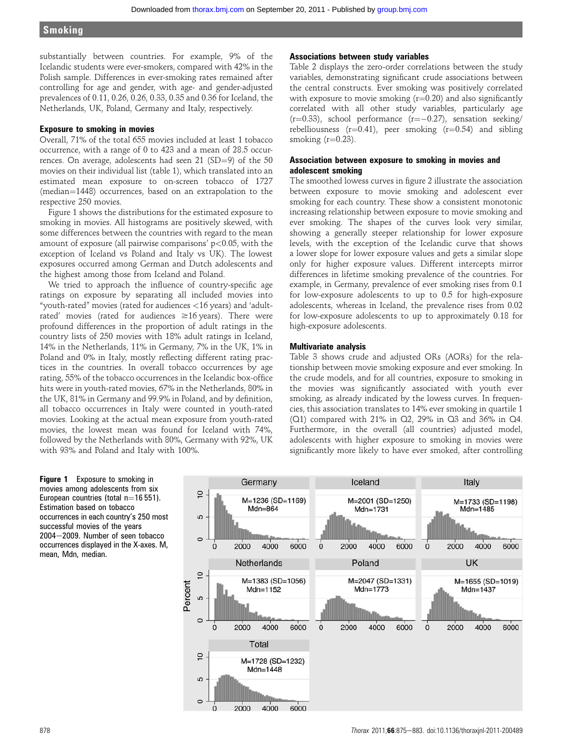substantially between countries. For example, 9% of the Icelandic students were ever-smokers, compared with 42% in the Polish sample. Differences in ever-smoking rates remained after controlling for age and gender, with age- and gender-adjusted prevalences of 0.11, 0.26, 0.26, 0.33, 0.35 and 0.36 for Iceland, the Netherlands, UK, Poland, Germany and Italy, respectively.

### Exposure to smoking in movies

Overall, 71% of the total 655 movies included at least 1 tobacco occurrence, with a range of 0 to 423 and a mean of 28.5 occurrences. On average, adolescents had seen 21 (SD=9) of the 50 movies on their individual list (table 1), which translated into an estimated mean exposure to on-screen tobacco of 1727 (median=1448) occurrences, based on an extrapolation to the respective 250 movies.

Figure 1 shows the distributions for the estimated exposure to smoking in movies. All histograms are positively skewed, with some differences between the countries with regard to the mean amount of exposure (all pairwise comparisons' $p<0.05$, with the exception of Iceland vs Poland and Italy vs UK). The lowest exposures occurred among German and Dutch adolescents and the highest among those from Iceland and Poland.

We tried to approach the influence of country-specific age ratings on exposure by separating all included movies into "youth-rated" movies (rated for audiences <16 years) and 'adult-rated' movies (rated for audiences ≥16 years). There were profound differences in the proportion of adult ratings in the country lists of 250 movies with 18% adult ratings in Iceland, 14% in the Netherlands, 11% in Germany, 7% in the UK, 1% in Poland and 0% in Italy, mostly reflecting different rating practices in the countries. In overall tobacco occurrences by age rating, 55% of the tobacco occurrences in the Icelandic box-office hits were in youth-rated movies, 67% in the Netherlands, 80% in the UK, 81% in Germany and 99.9% in Poland, and by definition, all tobacco occurrences in Italy were counted in youth-rated movies. Looking at the actual mean exposure from youth-rated movies, the lowest mean was found for Iceland with 74%, followed by the Netherlands with 80%, Germany with 92%, UK with 93% and Poland and Italy with 100%.

### Associations between study variables

Table 2 displays the zero-order correlations between the study variables, demonstrating significant crude associations between the central constructs. Ever smoking was positively correlated with exposure to movie smoking (r=0.20) and also significantly correlated with all other study variables, particularly age (r=0.33), school performance (r=−0.27), sensation seeking/rebelliousness (r=0.41), peer smoking (r=0.54) and sibling smoking (r=0.23).

### Association between exposure to smoking in movies and adolescent smoking

The smoothed lowess curves in figure 2 illustrate the association between exposure to movie smoking and adolescent ever smoking for each country. These show a consistent monotonic increasing relationship between exposure to movie smoking and ever smoking. The shapes of the curves look very similar, showing a generally steeper relationship for lower exposure levels, with the exception of the Icelandic curve that shows a lower slope for lower exposure values and gets a similar slope only for higher exposure values. Different intercepts mirror differences in lifetime smoking prevalence of the countries. For example, in Germany, prevalence of ever smoking rises from 0.1 for low-exposure adolescents to up to 0.5 for high-exposure adolescents, whereas in Iceland, the prevalence rises from 0.02 for low-exposure adolescents to up to approximately 0.18 for high-exposure adolescents.

### Multivariate analysis

Table 3 shows crude and adjusted ORs (AORs) for the relationship between movie smoking exposure and ever smoking. In the crude models, and for all countries, exposure to smoking in the movies was significantly associated with youth ever smoking, as already indicated by the lowess curves. In frequencies, this association translates to 14% ever smoking in quartile 1 (Q1) compared with 21% in Q2, 29% in Q3 and 36% in Q4. Furthermore, in the overall (all countries) adjusted model, adolescents with higher exposure to smoking in movies were significantly more likely to have ever smoked, after controlling

**Figure 1** Exposure to smoking in movies among adolescents from six European countries (total n=16 551). Estimation based on tobacco occurrences in each country's 250 most successful movies of the years 2004–2009. Number of seen tobacco occurrences displayed in the X-axes. M, mean, Mdn, median.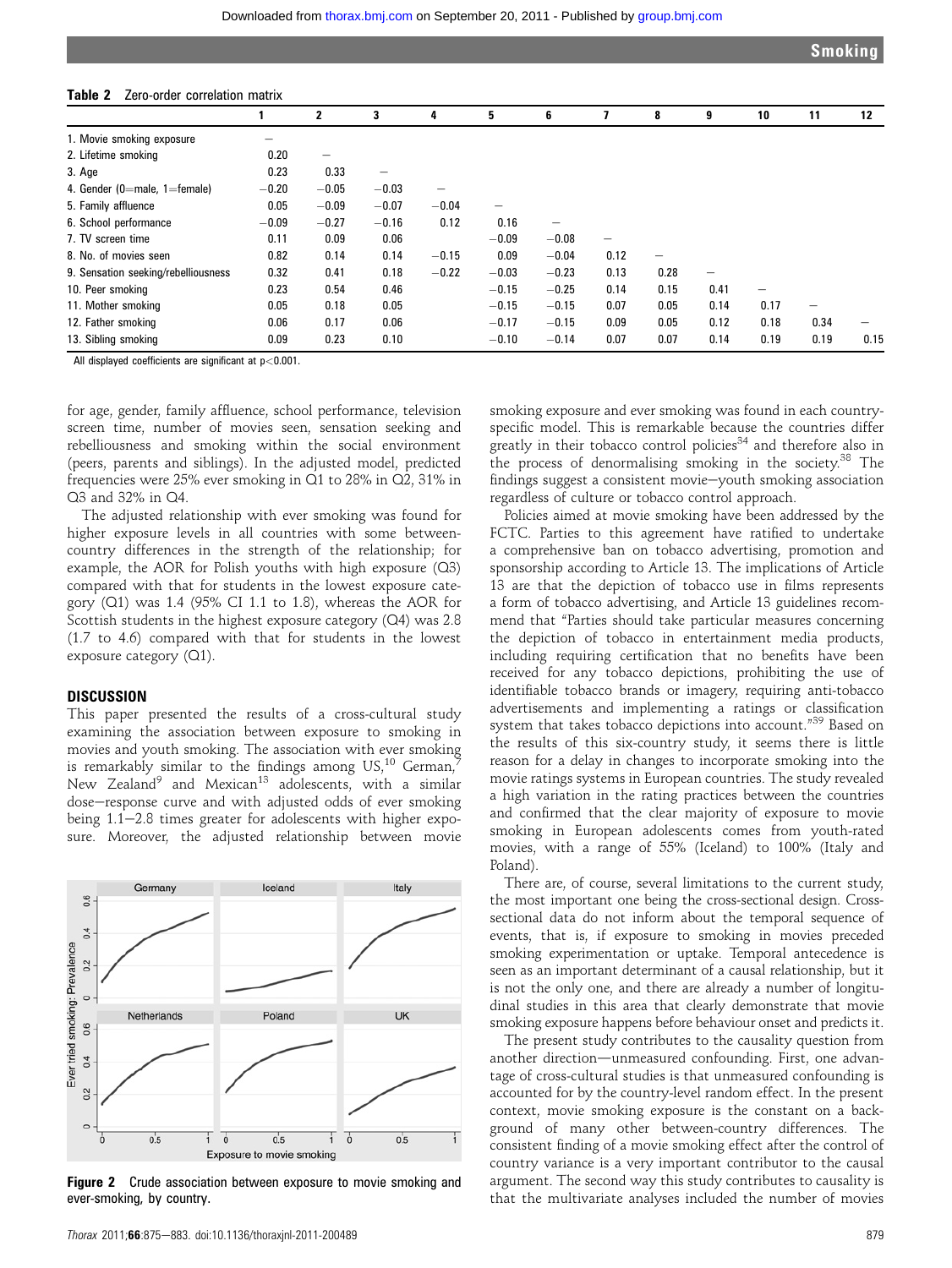**Table 2** Zero-order correlation matrix

| | 1 | 2 | 3 | 4 | 5 | 6 | 7 | 8 | 9 | 10 | 11 | 12 |
|---|---|---|---|---|---|---|---|---|---|---|---|---|
| 1. Movie smoking exposure | – | | | | | | | | | | | |
| 2. Lifetime smoking | 0.20 | – | | | | | | | | | | |
| 3. Age | 0.23 | 0.33 | – | | | | | | | | | |
| 4. Gender (0=male, 1=female) | −0.20 | −0.05 | −0.03 | – | | | | | | | | |
| 5. Family affluence | 0.05 | −0.09 | −0.07 | −0.04 | – | | | | | | | |
| 6. School performance | −0.09 | −0.27 | −0.16 | 0.12 | 0.16 | – | | | | | | |
| 7. TV screen time | 0.11 | 0.09 | 0.06 | | −0.09 | −0.08 | – | | | | | |
| 8. No. of movies seen | 0.82 | 0.14 | 0.14 | −0.15 | 0.09 | −0.04 | 0.12 | – | | | | |
| 9. Sensation seeking/rebelliousness | 0.32 | 0.41 | 0.18 | −0.22 | −0.03 | −0.23 | 0.13 | 0.28 | – | | | |
| 10. Peer smoking | 0.23 | 0.54 | 0.46 | | −0.15 | −0.25 | 0.14 | 0.15 | 0.41 | – | | |
| 11. Mother smoking | 0.05 | 0.18 | 0.05 | | −0.15 | −0.15 | 0.07 | 0.05 | 0.14 | 0.17 | – | |
| 12. Father smoking | 0.06 | 0.17 | 0.06 | | −0.17 | −0.15 | 0.09 | 0.05 | 0.12 | 0.18 | 0.34 | – |
| 13. Sibling smoking | 0.09 | 0.23 | 0.10 | | −0.10 | −0.14 | 0.07 | 0.07 | 0.14 | 0.19 | 0.19 | 0.15 |

All displayed coefficients are significant at $p<0.001$.

for age, gender, family affluence, school performance, television screen time, number of movies seen, sensation seeking and rebelliousness and smoking within the social environment (peers, parents and siblings). In the adjusted model, predicted frequencies were 25% ever smoking in Q1 to 28% in Q2, 31% in Q3 and 32% in Q4.

The adjusted relationship with ever smoking was found for higher exposure levels in all countries with some between-country differences in the strength of the relationship; for example, the AOR for Polish youths with high exposure (Q3) compared with that for students in the lowest exposure category (Q1) was 1.4 (95% CI 1.1 to 1.8), whereas the AOR for Scottish students in the highest exposure category (Q4) was 2.8 (1.7 to 4.6) compared with that for students in the lowest exposure category (Q1).

## DISCUSSION

This paper presented the results of a cross-cultural study examining the association between exposure to smoking in movies and youth smoking. The association with ever smoking is remarkably similar to the findings among US,[10] German,[7] New Zealand[9] and Mexican[13] adolescents, with a similar dose–response curve and with adjusted odds of ever smoking being 1.1–2.8 times greater for adolescents with higher exposure. Moreover, the adjusted relationship between movie smoking exposure and ever smoking was found in each country-specific model. This is remarkable because the countries differ greatly in their tobacco control policies[34] and therefore also in the process of denormalising smoking in the society.[38] The findings suggest a consistent movie–youth smoking association regardless of culture or tobacco control approach.

**Figure 2** Crude association between exposure to movie smoking and ever-smoking, by country.

Policies aimed at movie smoking have been addressed by the FCTC. Parties to this agreement have ratified to undertake a comprehensive ban on tobacco advertising, promotion and sponsorship according to Article 13. The implications of Article 13 are that the depiction of tobacco use in films represents a form of tobacco advertising, and Article 13 guidelines recommend that "Parties should take particular measures concerning the depiction of tobacco in entertainment media products, including requiring certification that no benefits have been received for any tobacco depictions, prohibiting the use of identifiable tobacco brands or imagery, requiring anti-tobacco advertisements and implementing a ratings or classification system that takes tobacco depictions into account."[39] Based on the results of this six-country study, it seems there is little reason for a delay in changes to incorporate smoking into the movie ratings systems in European countries. The study revealed a high variation in the rating practices between the countries and confirmed that the clear majority of exposure to movie smoking in European adolescents comes from youth-rated movies, with a range of 55% (Iceland) to 100% (Italy and Poland).

There are, of course, several limitations to the current study, the most important one being the cross-sectional design. Cross-sectional data do not inform about the temporal sequence of events, that is, if exposure to smoking in movies preceded smoking experimentation or uptake. Temporal antecedence is seen as an important determinant of a causal relationship, but it is not the only one, and there are already a number of longitudinal studies in this area that clearly demonstrate that movie smoking exposure happens before behaviour onset and predicts it.

The present study contributes to the causality question from another direction—unmeasured confounding. First, one advantage of cross-cultural studies is that unmeasured confounding is accounted for by the country-level random effect. In the present context, movie smoking exposure is the constant on a background of many other between-country differences. The consistent finding of a movie smoking effect after the control of country variance is a very important contributor to the causal argument. The second way this study contributes to causality is that the multivariate analyses included the number of movies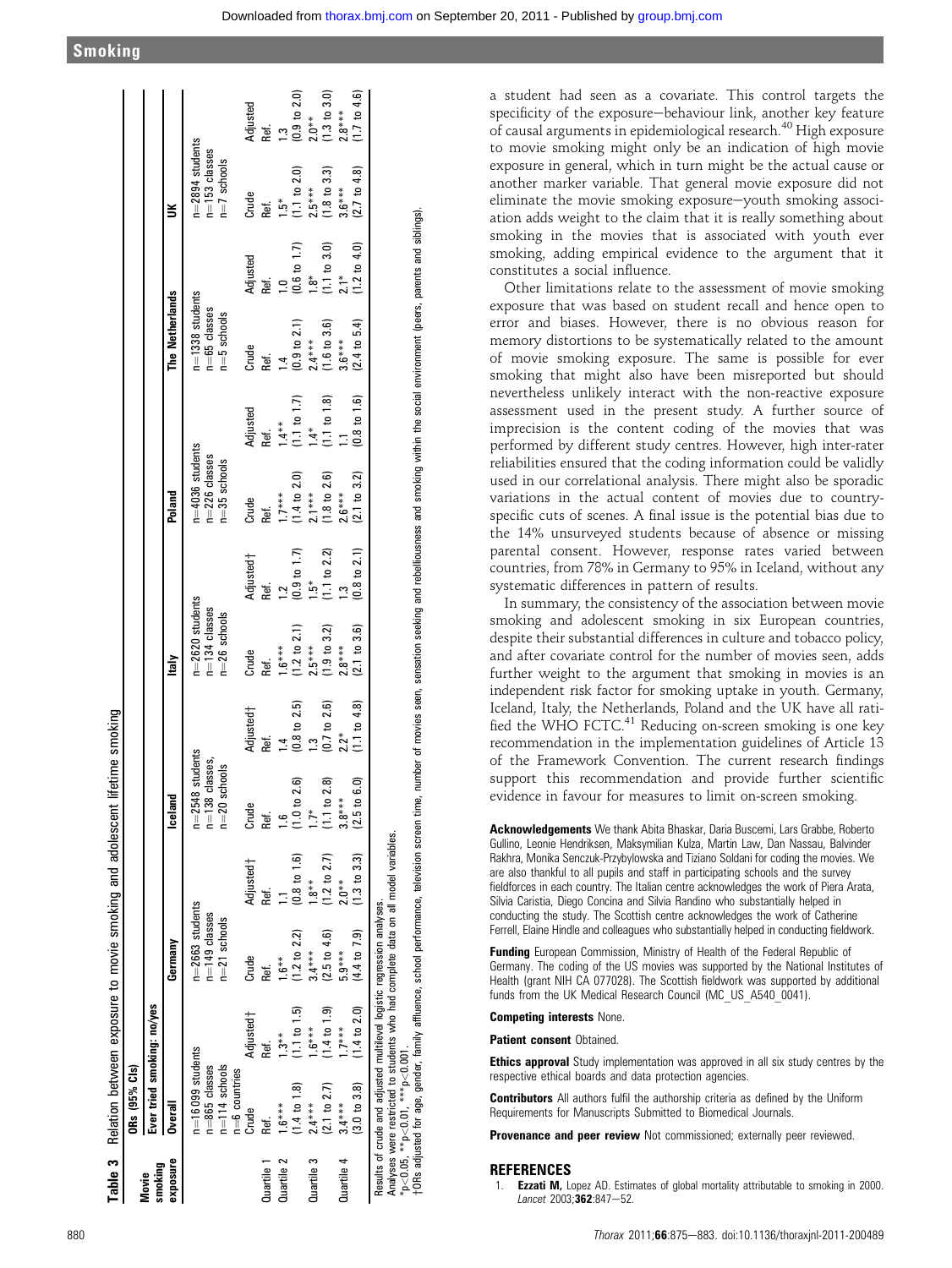**Table 3** Relation between exposure to movie smoking and adolescent lifetime smoking

| Movie smoking exposure | ORs (95% CIs) Ever tried smoking: no/yes Overall | | Germany | | Iceland | | Italy | | Poland | | The Netherlands | | UK | |
|---|---|---|---|---|---|---|---|---|---|---|---|---|---|---|
| | n=16 099 students n=865 classes n=114 schools n=6 countries | | n=2663 students n=149 classes n=21 schools | | n=2548 students n=138 classes, n=20 schools | | n=2620 students n=134 classes n=26 schools | | n=4036 students n=226 classes n=35 schools | | n=1338 students n=65 classes n=5 schools | | n=2894 students n=153 classes n=7 schools | |
| | Crude | Adjusted† | Crude | Adjusted† | Crude | Adjusted† | Crude | Adjusted† | Crude | Adjusted | Crude | Adjusted | Crude | Adjusted |
| Quartile 1 | Ref. | Ref. | Ref. | Ref. | Ref. | Ref. | Ref. | Ref. | Ref. | Ref. | Ref. | Ref. | Ref. | Ref. |
| Quartile 2 | 1.6*** (1.4 to 1.8) | 1.3** (1.1 to 1.5) | 1.6** (1.2 to 2.2) | 1.1 (0.8 to 1.6) | 1.6 (1.0 to 2.6) | 1.4 (0.8 to 2.5) | 1.6*** (1.2 to 2.1) | 1.2 (0.9 to 1.7) | 1.7*** (1.4 to 2.0) | 1.4** (1.1 to 1.7) | 1.4 (0.9 to 2.1) | 1.0 (0.6 to 1.7) | 1.5* (1.1 to 2.0) | 1.3 (0.9 to 2.0) |
| Quartile 3 | 2.4*** (2.1 to 2.7) | 1.6*** (1.4 to 1.9) | 3.4*** (2.5 to 4.6) | 1.8** (1.2 to 2.7) | 1.7* (1.1 to 2.8) | 1.3 (0.7 to 2.6) | 2.5*** (1.9 to 3.2) | 1.5* (1.1 to 2.2) | 2.1*** (1.8 to 2.6) | 1.4* (1.1 to 1.8) | 2.4*** (1.6 to 3.6) | 1.8* (1.1 to 3.0) | 2.5*** (1.8 to 3.3) | 2.0** (1.3 to 3.0) |
| Quartile 4 | 3.4*** (3.0 to 3.8) | 1.7*** (1.4 to 2.0) | 5.9*** (4.4 to 7.9) | 2.0** (1.3 to 3.3) | 3.8*** (2.5 to 6.0) | 2.2* (1.1 to 4.8) | 2.8*** (2.1 to 3.6) | 1.3 (0.8 to 2.1) | 2.6*** (2.1 to 3.2) | 1.1 (0.8 to 1.6) | 3.6*** (2.4 to 5.4) | 2.1* (1.2 to 4.0) | 3.6*** (2.7 to 4.8) | 2.8*** (1.7 to 4.6) |

Results of crude and adjusted multilevel logistic regression analyses.
Analyses were restricted to students who had complete data on all model variables.
*p<0.05, **p<0.01, ***p<0.001.
†ORs adjusted for age, gender, family affluence, school performance, television screen time, number of movies seen, sensation seeking and rebelliousness and smoking within the social environment (peers, parents and siblings).

a student had seen as a covariate. This control targets the specificity of the exposure—behaviour link, another key feature of causal arguments in epidemiological research.[40] High exposure to movie smoking might only be an indication of high movie exposure in general, which in turn might be the actual cause or another marker variable. That general movie exposure did not eliminate the movie smoking exposure—youth smoking association adds weight to the claim that it is really something about smoking in the movies that is associated with youth ever smoking, adding empirical evidence to the argument that it constitutes a social influence.

Other limitations relate to the assessment of movie smoking exposure that was based on student recall and hence open to error and biases. However, there is no obvious reason for memory distortions to be systematically related to the amount of movie smoking exposure. The same is possible for ever smoking that might also have been misreported but should nevertheless unlikely interact with the non-reactive exposure assessment used in the present study. A further source of imprecision is the content coding of the movies that was performed by different study centres. However, high inter-rater reliabilities ensured that the coding information could be validly used in our correlational analysis. There might also be sporadic variations in the actual content of movies due to country-specific cuts of scenes. A final issue is the potential bias due to the 14% unsurveyed students because of absence or missing parental consent. However, response rates varied between countries, from 78% in Germany to 95% in Iceland, without any systematic differences in pattern of results.

In summary, the consistency of the association between movie smoking and adolescent smoking in six European countries, despite their substantial differences in culture and tobacco policy, and after covariate control for the number of movies seen, adds further weight to the argument that smoking in movies is an independent risk factor for smoking uptake in youth. Germany, Iceland, Italy, the Netherlands, Poland and the UK have all ratified the WHO FCTC.[41] Reducing on-screen smoking is one key recommendation in the implementation guidelines of Article 13 of the Framework Convention. The current research findings support this recommendation and provide further scientific evidence in favour for measures to limit on-screen smoking.

**Acknowledgements** We thank Abita Bhaskar, Daria Buscemi, Lars Grabbe, Roberto Gullino, Leonie Hendriksen, Maksymilian Kulza, Martin Law, Dan Nassau, Balvinder Rakhra, Monika Senczuk-Przybylowska and Tiziano Soldani for coding the movies. We are also thankful to all pupils and staff in participating schools and the survey fieldforces in each country. The Italian centre acknowledges the work of Piera Arata, Silvia Caristia, Diego Concina and Silvia Randino who substantially helped in conducting the study. The Scottish centre acknowledges the work of Catherine Ferrell, Elaine Hindle and colleagues who substantially helped in conducting fieldwork.

**Funding** European Commission, Ministry of Health of the Federal Republic of Germany. The coding of the US movies was supported by the National Institutes of Health (grant NIH CA 077028). The Scottish fieldwork was supported by additional funds from the UK Medical Research Council (MC_US_A540_0041).

**Competing interests** None.

**Patient consent** Obtained.

**Ethics approval** Study implementation was approved in all six study centres by the respective ethical boards and data protection agencies.

**Contributors** All authors fulfil the authorship criteria as defined by the Uniform Requirements for Manuscripts Submitted to Biomedical Journals.

**Provenance and peer review** Not commissioned; externally peer reviewed.

## REFERENCES

1. **Ezzati M,** Lopez AD. Estimates of global mortality attributable to smoking in 2000. *Lancet* 2003;**362**:847—52.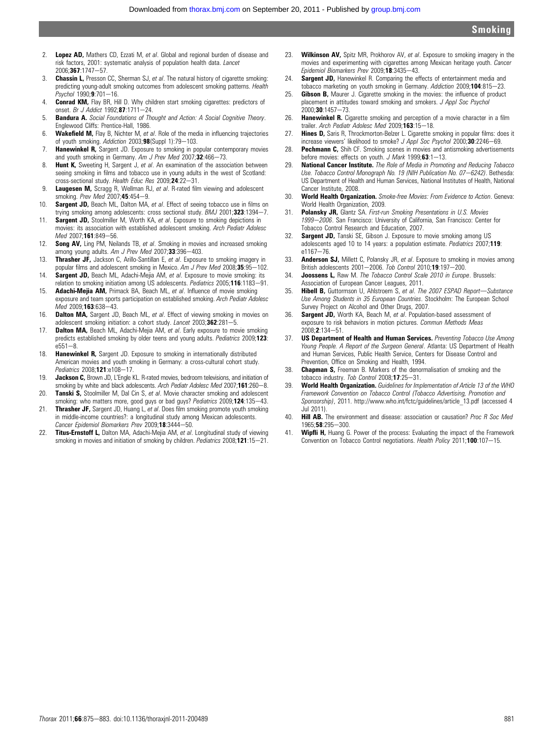2. **Lopez AD,** Mathers CD, Ezzati M, *et al*. Global and regional burden of disease and risk factors, 2001: systematic analysis of population health data. *Lancet* 2006;**367**:1747—57.
3. **Chassin L,** Presson CC, Sherman SJ, *et al*. The natural history of cigarette smoking: predicting young-adult smoking outcomes from adolescent smoking patterns. *Health Psychol* 1990;**9**:701—16.
4. **Conrad KM,** Flay BR, Hill D. Why children start smoking cigarettes: predictors of onset. *Br J Addict* 1992;**87**:1711—24.
5. **Bandura A.** *Social Foundations of Thought and Action: A Social Cognitive Theory*. Englewood Cliffs: Prentice-Hall, 1986.
6. **Wakefield M,** Flay B, Nichter M, *et al*. Role of the media in influencing trajectories of youth smoking. *Addiction* 2003;**98**(Suppl 1):79—103.
7. **Hanewinkel R,** Sargent JD. Exposure to smoking in popular contemporary movies and youth smoking in Germany. *Am J Prev Med* 2007;**32**:466—73.
8. **Hunt K,** Sweeting H, Sargent J, *et al*. An examination of the association between seeing smoking in films and tobacco use in young adults in the west of Scotland: cross-sectional study. *Health Educ Res* 2009;**24**:22—31.
9. **Laugesen M,** Scragg R, Wellman RJ, *et al*. R-rated film viewing and adolescent smoking. *Prev Med* 2007;**45**:454—9.
10. **Sargent JD,** Beach ML, Dalton MA, *et al*. Effect of seeing tobacco use in films on trying smoking among adolescents: cross sectional study. *BMJ* 2001;**323**:1394—7.
11. **Sargent JD,** Stoolmiller M, Worth KA, *et al*. Exposure to smoking depictions in movies: its association with established adolescent smoking. *Arch Pediatr Adolesc Med* 2007;**161**:849—56.
12. **Song AV,** Ling PM, Neilands TB, *et al*. Smoking in movies and increased smoking among young adults. *Am J Prev Med* 2007;**33**:396—403.
13. **Thrasher JF,** Jackson C, Arillo-Santillan E, *et al*. Exposure to smoking imagery in popular films and adolescent smoking in Mexico. *Am J Prev Med* 2008;**35**:95—102.
14. **Sargent JD,** Beach ML, Adachi-Mejia AM, *et al*. Exposure to movie smoking: its relation to smoking initiation among US adolescents. *Pediatrics* 2005;**116**:1183—91.
15. **Adachi-Mejia AM,** Primack BA, Beach ML, *et al*. Influence of movie smoking exposure and team sports participation on established smoking. *Arch Pediatr Adolesc Med* 2009;**163**:638—43.
16. **Dalton MA,** Sargent JD, Beach ML, *et al*. Effect of viewing smoking in movies on adolescent smoking initiation: a cohort study. *Lancet* 2003;**362**:281—5.
17. **Dalton MA,** Beach ML, Adachi-Mejia AM, *et al*. Early exposure to movie smoking predicts established smoking by older teens and young adults. *Pediatrics* 2009;**123**:e551—8.
18. **Hanewinkel R,** Sargent JD. Exposure to smoking in internationally distributed American movies and youth smoking in Germany: a cross-cultural cohort study. *Pediatrics* 2008;**121**:e108—17.
19. **Jackson C,** Brown JD, L'Engle KL. R-rated movies, bedroom televisions, and initiation of smoking by white and black adolescents. *Arch Pediatr Adolesc Med* 2007;**161**:260—8.
20. **Tanski S,** Stoolmiller M, Dal Cin S, *et al*. Movie character smoking and adolescent smoking: who matters more, good guys or bad guys? *Pediatrics* 2009;**124**:135—43.
21. **Thrasher JF,** Sargent JD, Huang L, *et al*. Does film smoking promote youth smoking in middle-income countries?: a longitudinal study among Mexican adolescents. *Cancer Epidemiol Biomarkers Prev* 2009;**18**:3444—50.
22. **Titus-Ernstoff L,** Dalton MA, Adachi-Mejia AM, *et al*. Longitudinal study of viewing smoking in movies and initiation of smoking by children. *Pediatrics* 2008;**121**:15—21.
23. **Wilkinson AV,** Spitz MR, Prokhorov AV, *et al*. Exposure to smoking imagery in the movies and experimenting with cigarettes among Mexican heritage youth. *Cancer Epidemiol Biomarkers Prev* 2009;**18**:3435—43.
24. **Sargent JD,** Hanewinkel R. Comparing the effects of entertainment media and tobacco marketing on youth smoking in Germany. *Addiction* 2009;**104**:815—23.
25. **Gibson B,** Maurer J. Cigarette smoking in the movies: the influence of product placement in attitudes toward smoking and smokers. *J Appl Soc Psychol* 2000;**30**:1457—73.
26. **Hanewinkel R.** Cigarette smoking and perception of a movie character in a film trailer. *Arch Pediatr Adolesc Med* 2009;**163**:15—18.
27. **Hines D,** Saris R, Throckmorton-Belzer L. Cigarette smoking in popular films: does it increase viewers' likelihood to smoke? *J Appl Soc Psychol* 2000;**30**:2246—69.
28. **Pechmann C,** Shih CF. Smoking scenes in movies and antismoking advertisements before movies: effects on youth. *J Mark* 1999;**63**:1—13.
29. **National Cancer Institute.** *The Role of Media in Promoting and Reducing Tobacco Use. Tobacco Control Monograph No. 19 (NIH Publication No. 07—6242)*. Bethesda: US Department of Health and Human Services, National Institutes of Health, National Cancer Institute, 2008.
30. **World Health Organization.** *Smoke-free Movies: From Evidence to Action*. Geneva: World Health Organization, 2009.
31. **Polansky JR,** Glantz SA. *First-run Smoking Presentations in U.S. Movies 1999—2006*. San Francisco: University of California, San Francisco: Center for Tobacco Control Research and Education, 2007.
32. **Sargent JD,** Tanski SE, Gibson J. Exposure to movie smoking among US adolescents aged 10 to 14 years: a population estimate. *Pediatrics* 2007;**119**:e1167—76.
33. **Anderson SJ,** Millett C, Polansky JR, *et al*. Exposure to smoking in movies among British adolescents 2001—2006. *Tob Control* 2010;**19**:197—200.
34. **Joossens L,** Raw M. *The Tobacco Control Scale 2010 in Europe*. Brussels: Association of European Cancer Leagues, 2011.
35. **Hibell B,** Guttormson U, Ahlstroem S, *et al*. *The 2007 ESPAD Report—Substance Use Among Students in 35 European Countries*. Stockholm: The European School Survey Project on Alcohol and Other Drugs, 2007.
36. **Sargent JD,** Worth KA, Beach M, *et al*. Population-based assessment of exposure to risk behaviors in motion pictures. *Commun Methods Meas* 2008;**2**:134—51.
37. **US Department of Health and Human Services.** *Preventing Tobacco Use Among Young People. A Report of the Surgeon General*. Atlanta: US Department of Health and Human Services, Public Health Service, Centers for Disease Control and Prevention, Office on Smoking and Health, 1994.
38. **Chapman S,** Freeman B. Markers of the denormalisation of smoking and the tobacco industry. *Tob Control* 2008;**17**:25—31.
39. **World Health Organization.** *Guidelines for Implementation of Article 13 of the WHO Framework Convention on Tobacco Control (Tobacco Advertising, Promotion and Sponsorship)*, 2011. http://www.who.int/fctc/guidelines/article_13.pdf (accessed 4 Jul 2011).
40. **Hill AB.** The environment and disease: association or causation? *Proc R Soc Med* 1965;**58**:295—300.
41. **Wipfli H,** Huang G. Power of the process: Evaluating the impact of the Framework Convention on Tobacco Control negotiations. *Health Policy* 2011;**100**:107—15.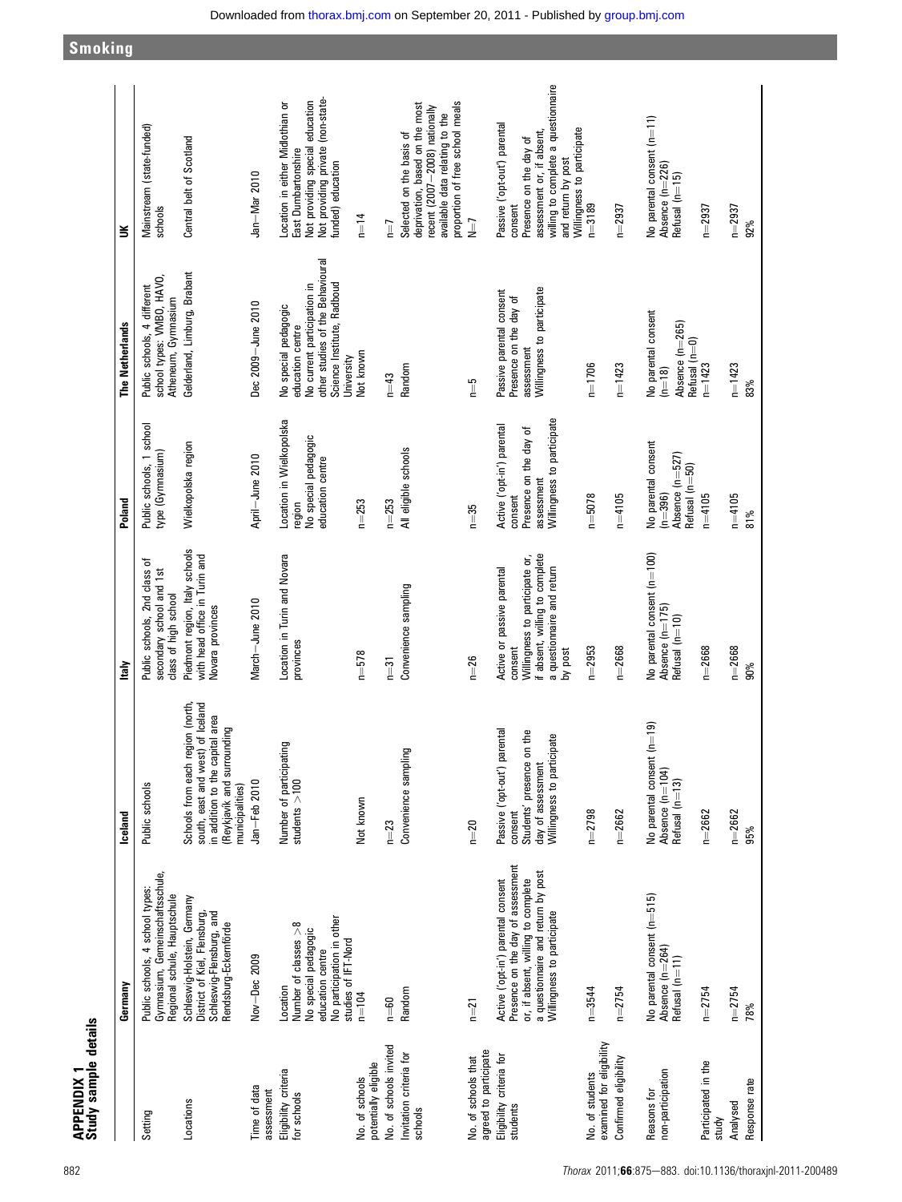## APPENDIX 1
### Study sample details

| | Germany | Iceland | Italy | Poland | The Netherlands | UK |
|---|---|---|---|---|---|---|
| Setting | Public schools, 4 school types: Gymnasium, Gemeinschaftsschule, Regional schule, Hauptschule | Public schools | Public schools, 2nd class of secondary school and 1st class of high school | Public schools, 1 school type (Gymnasium) | Public schools, 4 different school types: VMBO, HAVO, Atheneum, Gymnasium | Mainstream (state-funded) schools |
| Locations | Schleswig-Holstein, Germany District of Kiel, Flensburg, Schleswig-Flensburg, and Rendsburg-Eckernförde | Schools from each region (north, south, east and west) of Iceland in addition to the capital area (Reykjavik and surrounding municipalities) | Piedmont region, Italy schools with head office in Turin and Novara provinces | Wielkopolska region | Gelderland, Limburg, Brabant | Central belt of Scotland |
| Time of data assessment | Nov—Dec 2009 | Jan—Feb 2010 | March—June 2010 | April—June 2010 | Dec 2009—June 2010 | Jan—Mar 2010 |
| Eligibility criteria for schools | Location<br>Number of classes >8<br>No special pedagogic education centre<br>No participation in other studies of IFT-Nord | Number of participating students >100 | Location in Turin and Novara provinces | Location in Wielkopolska region<br>No special pedagogic education centre | No special pedagogic education centre<br>No current participation in other studies of the Behavioural Science Institute, Radboud University | Location in either Midlothian or East Dumbartonshire<br>Not providing special education<br>Not providing private (non-state-funded) education |
| No. of schools potentially eligible | n=104 | Not known | n=578 | n=253 | Not known | n=14 |
| No. of schools invited | n=60 | n=23 | n=31 | n=253 | n=43 | n=7 |
| Invitation criteria for schools | Random | Convenience sampling | Convenience sampling | All eligible schools | Random | Selected on the basis of deprivation, based on the most recent (2007—2008) nationally available data relating to the proportion of free school meals |
| No. of schools that agreed to participate | n=21 | n=20 | n=26 | n=35 | n=5 | N=7 |
| Eligibility criteria for students | Active ('opt-in') parental consent<br>Presence on the day of assessment or, if absent, willing to complete a questionnaire and return by post<br>Willingness to participate | Passive ('opt-out') parental consent<br>Students' presence on the day of assessment<br>Willingness to participate | Active or passive parental consent<br>Willingness to participate or, if absent, willing to complete a questionnaire and return by post | Active ('opt-in') parental consent<br>Presence on the day of assessment<br>Willingness to participate | Passive parental consent<br>Presence on the day of assessment<br>Willingness to participate | Passive ('opt-out') parental consent<br>Presence on the day of assessment or, if absent, willing to complete a questionnaire and return by post<br>Willingness to participate |
| No. of students examined for eligibility | n=3544 | n=2798 | n=2953 | n=5078 | n=1706 | n=3189 |
| Confirmed eligibility | n=2754 | n=2662 | n=2668 | n=4105 | n=1423 | n=2937 |
| Reasons for non-participation | No parental consent (n=515)<br>Absence (n=264)<br>Refusal (n=11) | No parental consent (n=19)<br>Absence (n=104)<br>Refusal (n=13) | No parental consent (n=100)<br>Absence (n=175)<br>Refusal (n=10) | No parental consent (n=396)<br>Absence (n=527)<br>Refusal (n=50) | No parental consent (n=18)<br>Absence (n=265)<br>Refusal (n=0) | No parental consent (n=11)<br>Absence (n=226)<br>Refusal (n=15) |
| Participated in the study | n=2754 | n=2662 | n=2668 | n=4105 | n=1423 | n=2937 |
| Analysed | n=2754 | n=2662 | n=2668 | n=4105 | n=1423 | n=2937 |
| Response rate | 78% | 95% | 90% | 81% | 83% | 92% |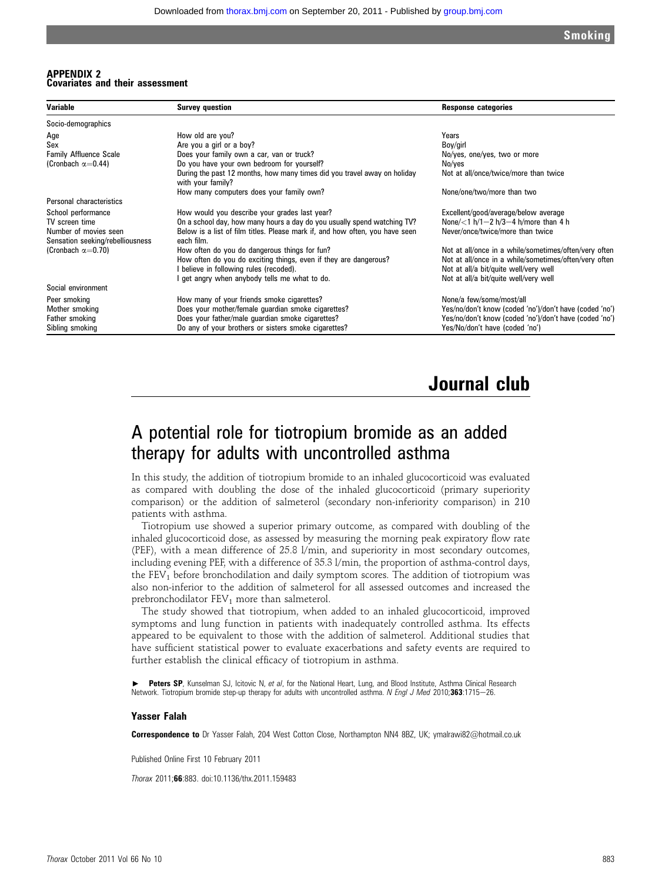## APPENDIX 2
### Covariates and their assessment

| Variable | Survey question | Response categories |
|---|---|---|
| Socio-demographics | | |
| Age | How old are you? | Years |
| Sex | Are you a girl or a boy? | Boy/girl |
| Family Affluence Scale | Does your family own a car, van or truck? | No/yes, one/yes, two or more |
| (Cronbach $\alpha$=0.44) | Do you have your own bedroom for yourself? | No/yes |
| | During the past 12 months, how many times did you travel away on holiday with your family? | Not at all/once/twice/more than twice |
| | How many computers does your family own? | None/one/two/more than two |
| Personal characteristics | | |
| School performance | How would you describe your grades last year? | Excellent/good/average/below average |
| TV screen time | On a school day, how many hours a day do you usually spend watching TV? | None/<1 h/1−2 h/3−4 h/more than 4 h |
| Number of movies seen | Below is a list of film titles. Please mark if, and how often, you have seen each film. | Never/once/twice/more than twice |
| Sensation seeking/rebelliousness | | |
| (Cronbach $\alpha$=0.70) | How often do you do dangerous things for fun? | Not at all/once in a while/sometimes/often/very often |
| | How often do you do exciting things, even if they are dangerous? | Not at all/once in a while/sometimes/often/very often |
| | I believe in following rules (recoded). | Not at all/a bit/quite well/very well |
| | I get angry when anybody tells me what to do. | Not at all/a bit/quite well/very well |
| Social environment | | |
| Peer smoking | How many of your friends smoke cigarettes? | None/a few/some/most/all |
| Mother smoking | Does your mother/female guardian smoke cigarettes? | Yes/no/don't know (coded 'no')/don't have (coded 'no') |
| Father smoking | Does your father/male guardian smoke cigarettes? | Yes/no/don't know (coded 'no')/don't have (coded 'no') |
| Sibling smoking | Do any of your brothers or sisters smoke cigarettes? | Yes/No/don't have (coded 'no') |

# Journal club

## A potential role for tiotropium bromide as an added therapy for adults with uncontrolled asthma

In this study, the addition of tiotropium bromide to an inhaled glucocorticoid was evaluated as compared with doubling the dose of the inhaled glucocorticoid (primary superiority comparison) or the addition of salmeterol (secondary non-inferiority comparison) in 210 patients with asthma.

Tiotropium use showed a superior primary outcome, as compared with doubling of the inhaled glucocorticoid dose, as assessed by measuring the morning peak expiratory flow rate (PEF), with a mean difference of 25.8 l/min, and superiority in most secondary outcomes, including evening PEF, with a difference of 35.3 l/min, the proportion of asthma-control days, the $FEV_1$ before bronchodilation and daily symptom scores. The addition of tiotropium was also non-inferior to the addition of salmeterol for all assessed outcomes and increased the prebronchodilator $FEV_1$ more than salmeterol.

The study showed that tiotropium, when added to an inhaled glucocorticoid, improved symptoms and lung function in patients with inadequately controlled asthma. Its effects appeared to be equivalent to those with the addition of salmeterol. Additional studies that have sufficient statistical power to evaluate exacerbations and safety events are required to further establish the clinical efficacy of tiotropium in asthma.

► **Peters SP**, Kunselman SJ, Icitovic N, *et al*, for the National Heart, Lung, and Blood Institute, Asthma Clinical Research Network. Tiotropium bromide step-up therapy for adults with uncontrolled asthma. *N Engl J Med* 2010;**363**:1715−26.

### Yasser Falah

**Correspondence to** Dr Yasser Falah, 204 West Cotton Close, Northampton NN4 8BZ, UK; ymalrawi82@hotmail.co.uk

Published Online First 10 February 2011

*Thorax* 2011;**66**:883. doi:10.1136/thx.2011.159483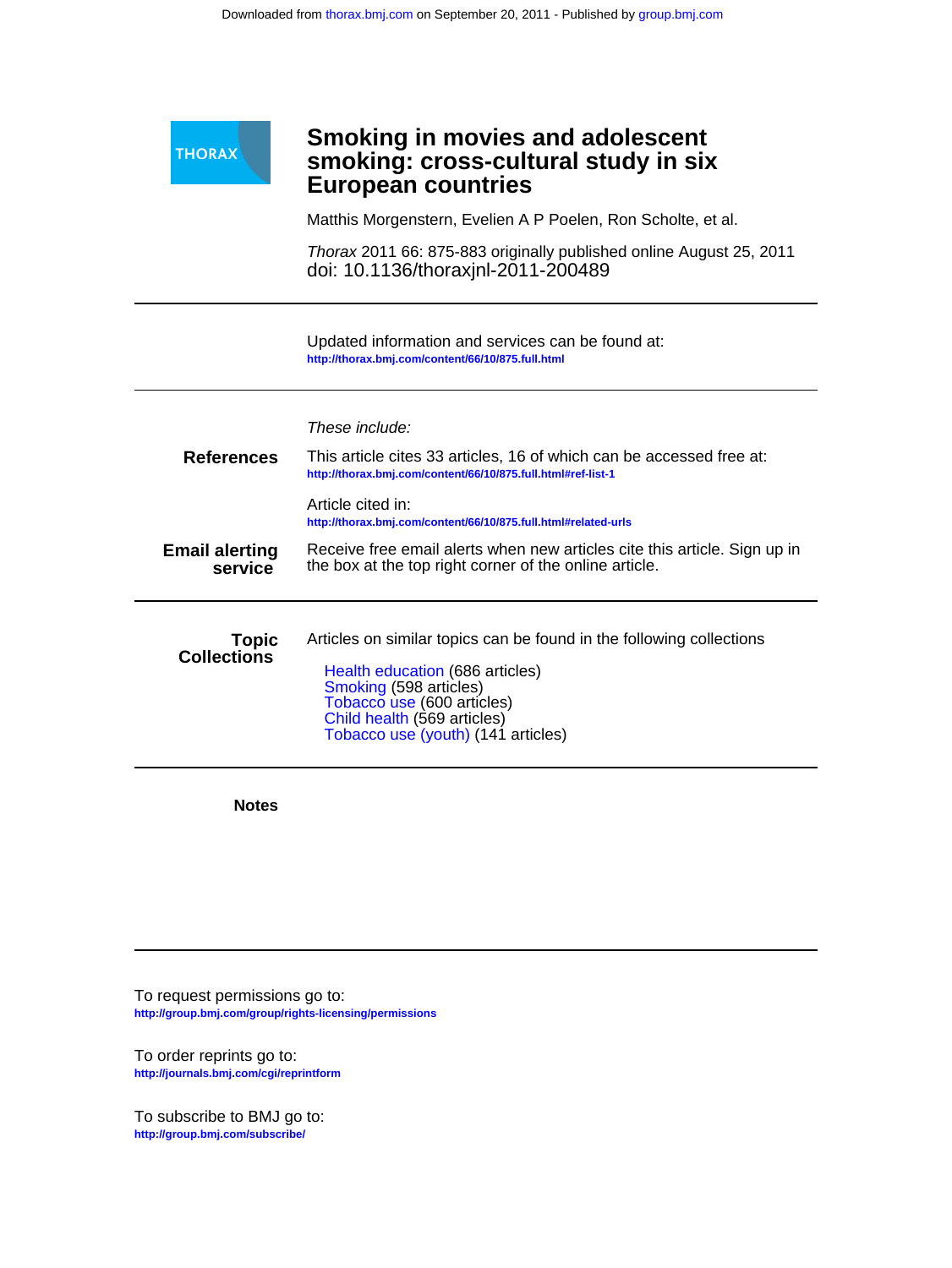Downloaded from thorax.bmj.com on September 20, 2011 - Published by group.bmj.com

THORAX

# Smoking in movies and adolescent smoking: cross-cultural study in six European countries

Matthis Morgenstern, Evelien A P Poelen, Ron Scholte, et al.

*Thorax* 2011 66: 875-883 originally published online August 25, 2011
doi: 10.1136/thoraxjnl-2011-200489

---

Updated information and services can be found at:
http://thorax.bmj.com/content/66/10/875.full.html

---

*These include:*

**References**

This article cites 33 articles, 16 of which can be accessed free at:
http://thorax.bmj.com/content/66/10/875.full.html#ref-list-1

Article cited in:
http://thorax.bmj.com/content/66/10/875.full.html#related-urls

**Email alerting service**

Receive free email alerts when new articles cite this article. Sign up in the box at the top right corner of the online article.

---

**Topic Collections**

Articles on similar topics can be found in the following collections

- Health education (686 articles)
- Smoking (598 articles)
- Tobacco use (600 articles)
- Child health (569 articles)
- Tobacco use (youth) (141 articles)

---

**Notes**

---

To request permissions go to:
http://group.bmj.com/group/rights-licensing/permissions

To order reprints go to:
http://journals.bmj.com/cgi/reprintform

To subscribe to BMJ go to:
http://group.bmj.com/subscribe/